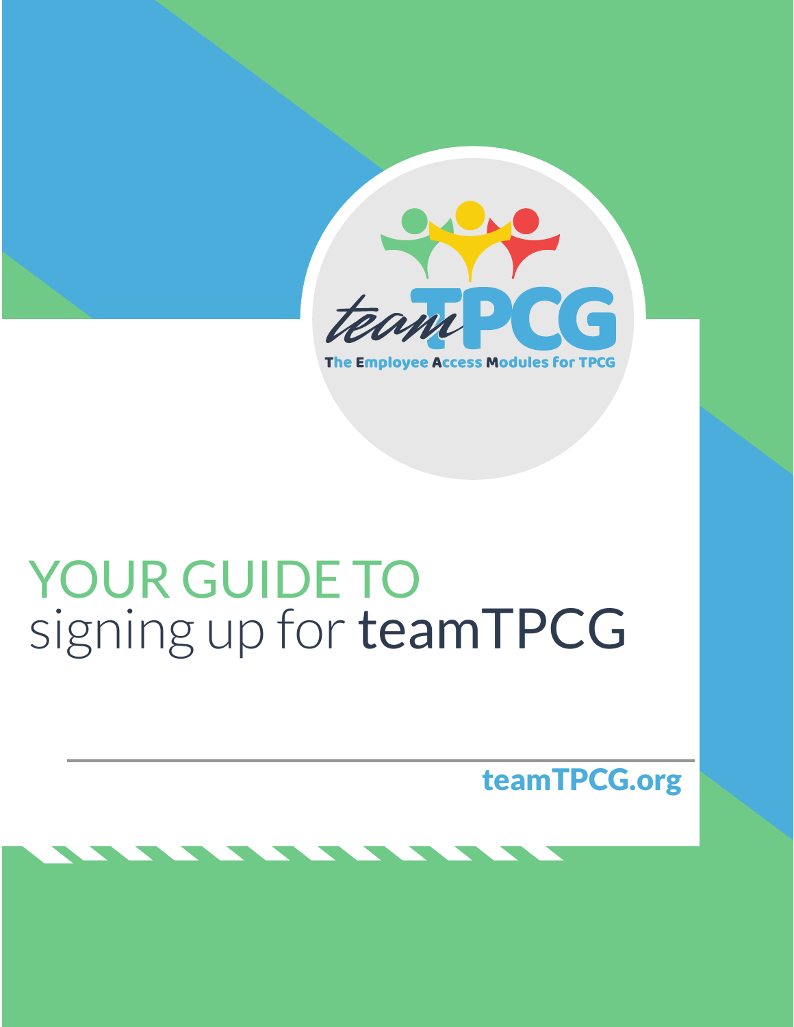teamTPCG

The Employee Access Modules for TPCG

# YOUR GUIDE TO signing up for teamTPCG

teamTPCG.org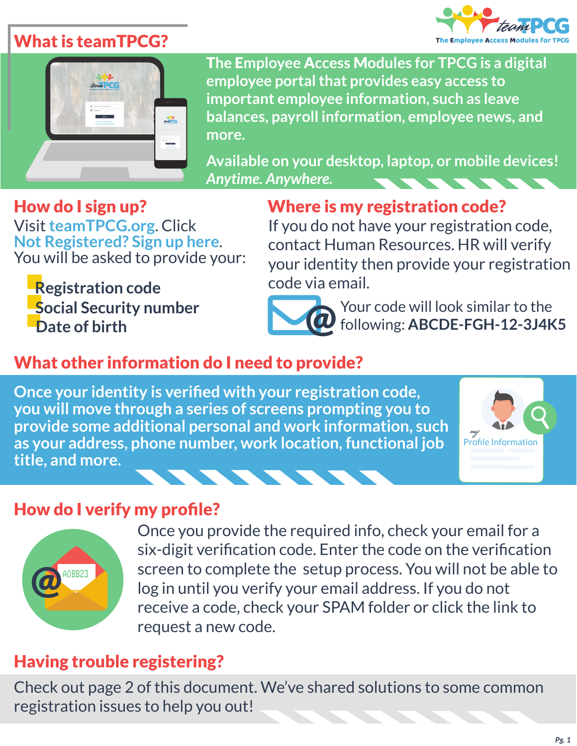## What is teamTPCG?

The Employee Access Modules for TPCG is a digital employee portal that provides easy access to important employee information, such as leave balances, payroll information, employee news, and more.

Available on your desktop, laptop, or mobile devices! *Anytime. Anywhere.*

## How do I sign up?

Visit teamTPCG.org. Click Not Registered? Sign up here. You will be asked to provide your:

- Registration code
- Social Security number
- Date of birth

## Where is my registration code?

If you do not have your registration code, contact Human Resources. HR will verify your identity then provide your registration code via email.

Your code will look similar to the following: **ABCDE-FGH-12-3J4K5**

## What other information do I need to provide?

Once your identity is verified with your registration code, you will move through a series of screens prompting you to provide some additional personal and work information, such as your address, phone number, work location, functional job title, and more.

## How do I verify my profile?

Once you provide the required info, check your email for a six-digit verification code. Enter the code on the verification screen to complete the setup process. You will not be able to log in until you verify your email address. If you do not receive a code, check your SPAM folder or click the link to request a new code.

## Having trouble registering?

Check out page 2 of this document. We've shared solutions to some common registration issues to help you out!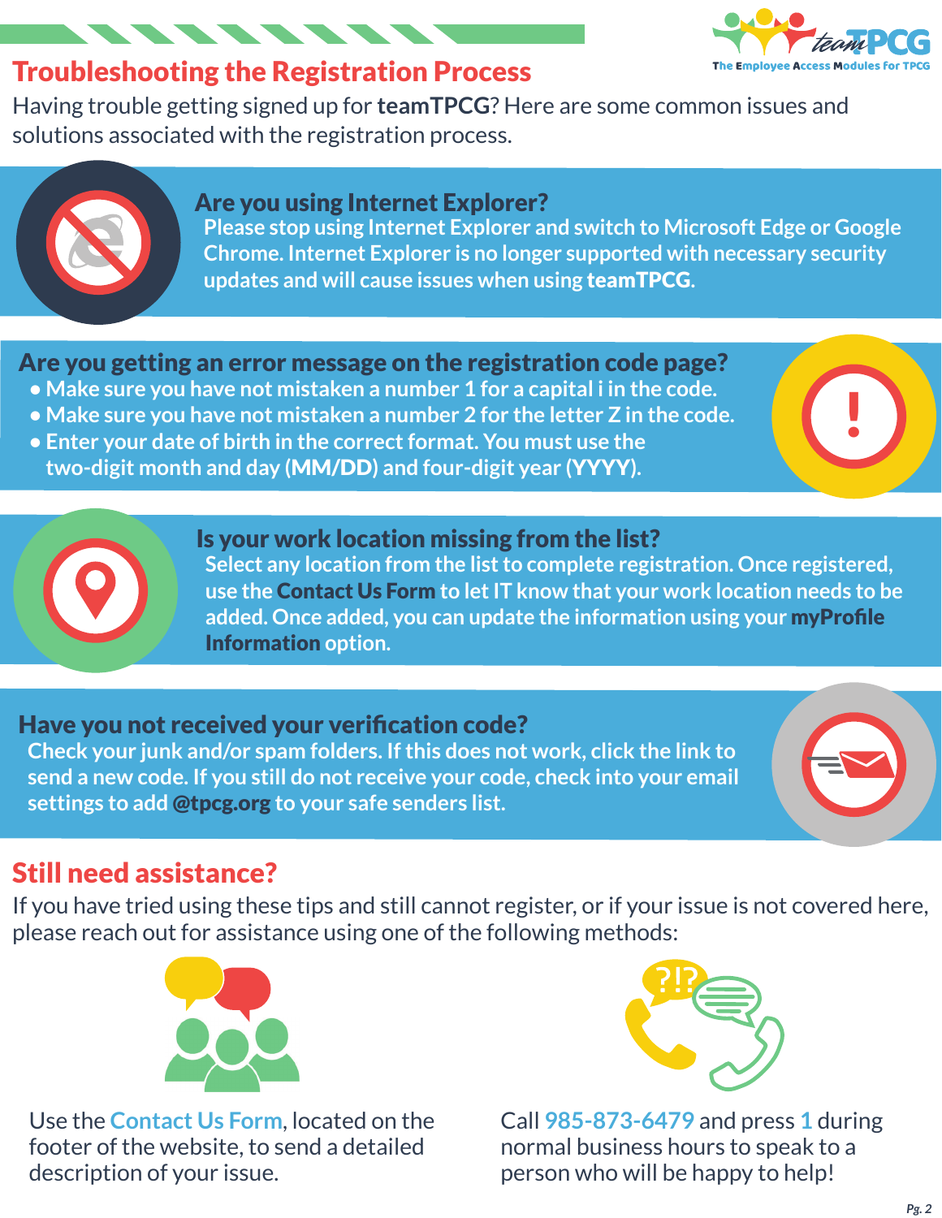# Troubleshooting the Registration Process

Having trouble getting signed up for **teamTPCG**? Here are some common issues and solutions associated with the registration process.

## Are you using Internet Explorer?

Please stop using Internet Explorer and switch to Microsoft Edge or Google Chrome. Internet Explorer is no longer supported with necessary security updates and will cause issues when using **teamTPCG**.

## Are you getting an error message on the registration code page?

- Make sure you have not mistaken a number 1 for a capital i in the code.
- Make sure you have not mistaken a number 2 for the letter Z in the code.
- Enter your date of birth in the correct format. You must use the two-digit month and day (**MM/DD**) and four-digit year (**YYYY**).

## Is your work location missing from the list?

Select any location from the list to complete registration. Once registered, use the **Contact Us Form** to let IT know that your work location needs to be added. Once added, you can update the information using your **myProfile Information** option.

## Have you not received your verification code?

Check your junk and/or spam folders. If this does not work, click the link to send a new code. If you still do not receive your code, check into your email settings to add **@tpcg.org** to your safe senders list.

## Still need assistance?

If you have tried using these tips and still cannot register, or if your issue is not covered here, please reach out for assistance using one of the following methods:

Use the Contact Us Form, located on the footer of the website, to send a detailed description of your issue.

Call 985-873-6479 and press 1 during normal business hours to speak to a person who will be happy to help!